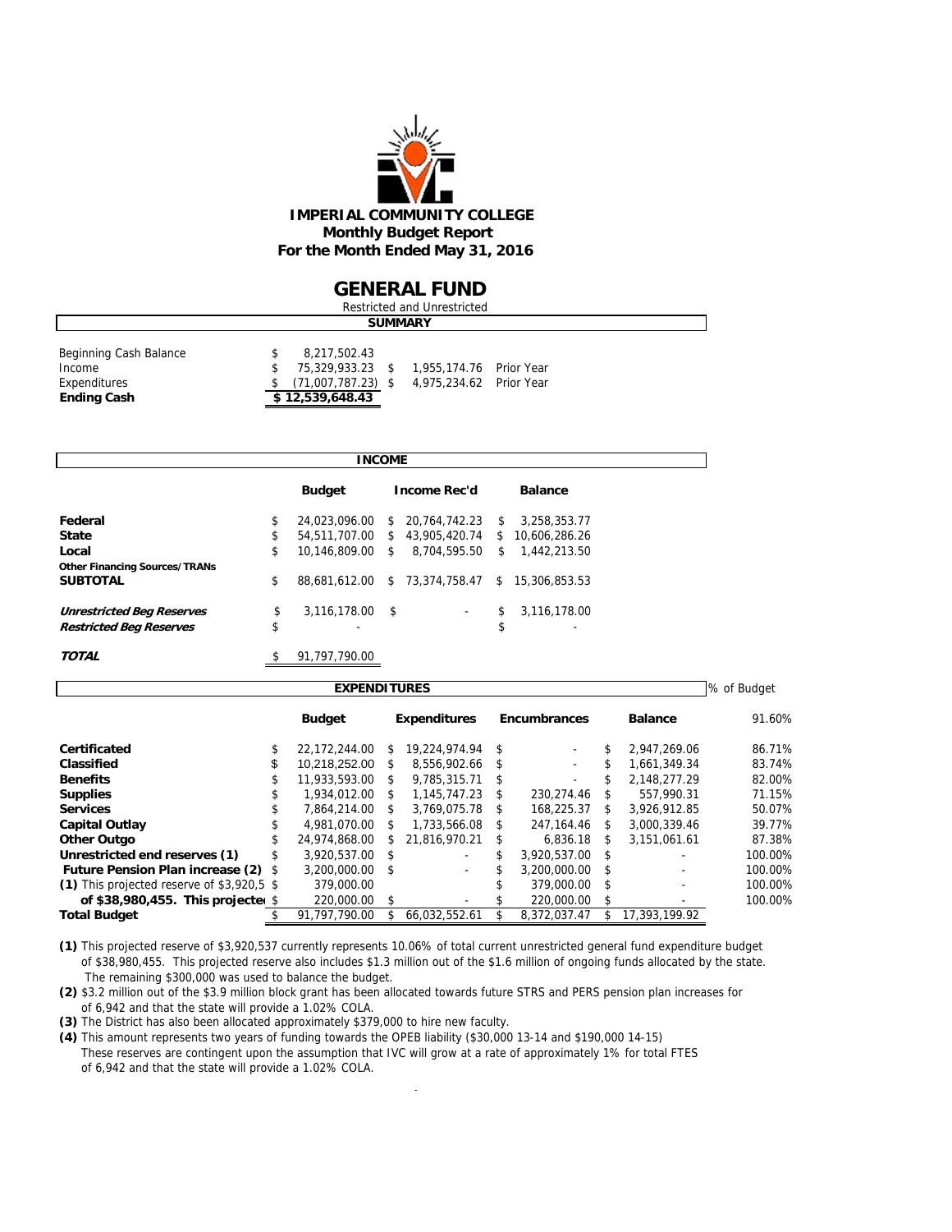# IMPERIAL COMMUNITY COLLEGE

**Monthly Budget Report**

**For the Month Ended May 31, 2016**

## GENERAL FUND

Restricted and Unrestricted

### SUMMARY

| | | | |
|---|---|---|---|
| Beginning Cash Balance | $ 8,217,502.43 | | |
| Income | $ 75,329,933.23 | $ 1,955,174.76 | Prior Year |
| Expenditures | $ (71,007,787.23) | $ 4,975,234.62 | Prior Year |
| **Ending Cash** | **$ 12,539,648.43** | | |

### INCOME

| | Budget | Income Rec'd | Balance |
|---|---|---|---|
| **Federal** | $ 24,023,096.00 | $ 20,764,742.23 | $ 3,258,353.77 |
| **State** | $ 54,511,707.00 | $ 43,905,420.74 | $ 10,606,286.26 |
| **Local** | $ 10,146,809.00 | $ 8,704,595.50 | $ 1,442,213.50 |
| **Other Financing Sources/TRANs** | | | |
| **SUBTOTAL** | $ 88,681,612.00 | $ 73,374,758.47 | $ 15,306,853.53 |
| ***Unrestricted Beg Reserves*** | $ 3,116,178.00 | $ - | $ 3,116,178.00 |
| ***Restricted Beg Reserves*** | $ - | | $ - |
| ***TOTAL*** | $ 91,797,790.00 | | |

### EXPENDITURES

| | Budget | Expenditures | Encumbrances | Balance | % of Budget |
|---|---|---|---|---|---|
| | | | | | 91.60% |
| **Certificated** | $ 22,172,244.00 | $ 19,224,974.94 | $ - | $ 2,947,269.06 | 86.71% |
| **Classified** | $ 10,218,252.00 | $ 8,556,902.66 | $ - | $ 1,661,349.34 | 83.74% |
| **Benefits** | $ 11,933,593.00 | $ 9,785,315.71 | $ - | $ 2,148,277.29 | 82.00% |
| **Supplies** | $ 1,934,012.00 | $ 1,145,747.23 | $ 230,274.46 | $ 557,990.31 | 71.15% |
| **Services** | $ 7,864,214.00 | $ 3,769,075.78 | $ 168,225.37 | $ 3,926,912.85 | 50.07% |
| **Capital Outlay** | $ 4,981,070.00 | $ 1,733,566.08 | $ 247,164.46 | $ 3,000,339.46 | 39.77% |
| **Other Outgo** | $ 24,974,868.00 | $ 21,816,970.21 | $ 6,836.18 | $ 3,151,061.61 | 87.38% |
| **Unrestricted end reserves (1)** | $ 3,920,537.00 | $ - | $ 3,920,537.00 | $ - | 100.00% |
| **Future Pension Plan increase (2)** | $ 3,200,000.00 | $ - | $ 3,200,000.00 | $ - | 100.00% |
| **(1)** This projected reserve of $3,920,5 | $ 379,000.00 | | $ 379,000.00 | $ - | 100.00% |
| **of $38,980,455. This projecte** | $ 220,000.00 | $ - | $ 220,000.00 | $ - | 100.00% |
| **Total Budget** | $ 91,797,790.00 | $ 66,032,552.61 | $ 8,372,037.47 | $ 17,393,199.92 | |

**(1)** This projected reserve of $3,920,537 currently represents 10.06% of total current unrestricted general fund expenditure budget of $38,980,455. This projected reserve also includes $1.3 million out of the $1.6 million of ongoing funds allocated by the state. The remaining $300,000 was used to balance the budget.

**(2)** $3.2 million out of the $3.9 million block grant has been allocated towards future STRS and PERS pension plan increases for of 6,942 and that the state will provide a 1.02% COLA.

**(3)** The District has also been allocated approximately $379,000 to hire new faculty.

**(4)** This amount represents two years of funding towards the OPEB liability ($30,000 13-14 and $190,000 14-15) These reserves are contingent upon the assumption that IVC will grow at a rate of approximately 1% for total FTES of 6,942 and that the state will provide a 1.02% COLA.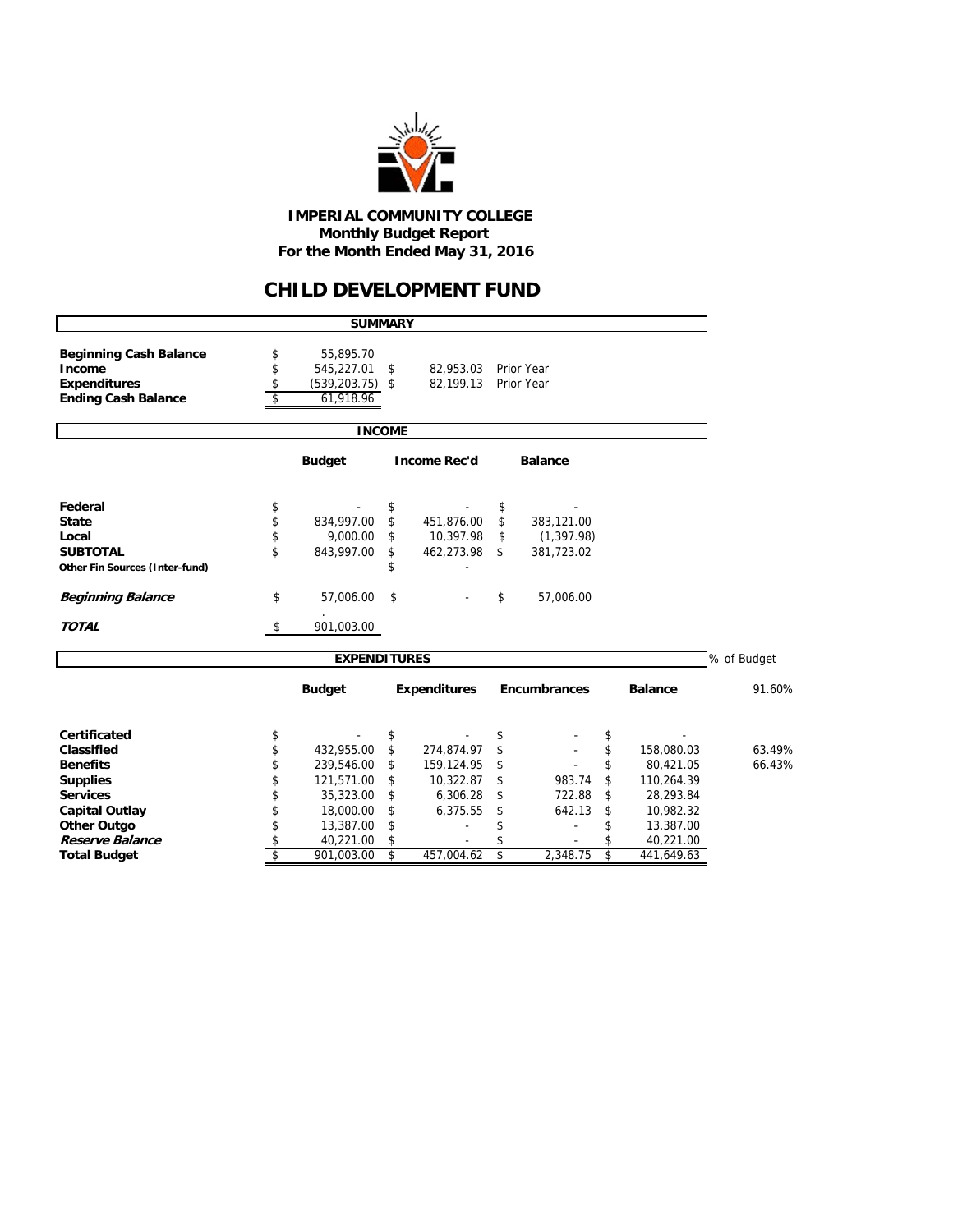**IMPERIAL COMMUNITY COLLEGE**
**Monthly Budget Report**
**For the Month Ended May 31, 2016**

# CHILD DEVELOPMENT FUND

## SUMMARY

| | | | |
|---|---|---|---|
| **Beginning Cash Balance** | $ 55,895.70 | | |
| **Income** | $ 545,227.01 | $ 82,953.03 | Prior Year |
| **Expenditures** | $ (539,203.75) | $ 82,199.13 | Prior Year |
| **Ending Cash Balance** | $ 61,918.96 | | |

## INCOME

| | Budget | Income Rec'd | Balance |
|---|---|---|---|
| **Federal** | $ - | $ - | $ - |
| **State** | $ 834,997.00 | $ 451,876.00 | $ 383,121.00 |
| **Local** | $ 9,000.00 | $ 10,397.98 | $ (1,397.98) |
| **SUBTOTAL** | $ 843,997.00 | $ 462,273.98 | $ 381,723.02 |
| **Other Fin Sources (Inter-fund)** | | $ - | |
| ***Beginning Balance*** | $ 57,006.00 | $ - | $ 57,006.00 |
| ***TOTAL*** | $ 901,003.00 | | |

## EXPENDITURES

| | Budget | Expenditures | Encumbrances | Balance | % of Budget |
|---|---|---|---|---|---|
| | | | | | 91.60% |
| **Certificated** | $ - | $ - | $ - | $ - | |
| **Classified** | $ 432,955.00 | $ 274,874.97 | $ - | $ 158,080.03 | 63.49% |
| **Benefits** | $ 239,546.00 | $ 159,124.95 | $ - | $ 80,421.05 | 66.43% |
| **Supplies** | $ 121,571.00 | $ 10,322.87 | $ 983.74 | $ 110,264.39 | |
| **Services** | $ 35,323.00 | $ 6,306.28 | $ 722.88 | $ 28,293.84 | |
| **Capital Outlay** | $ 18,000.00 | $ 6,375.55 | $ 642.13 | $ 10,982.32 | |
| **Other Outgo** | $ 13,387.00 | $ - | $ - | $ 13,387.00 | |
| ***Reserve Balance*** | $ 40,221.00 | $ - | $ - | $ 40,221.00 | |
| **Total Budget** | $ 901,003.00 | $ 457,004.62 | $ 2,348.75 | $ 441,649.63 | |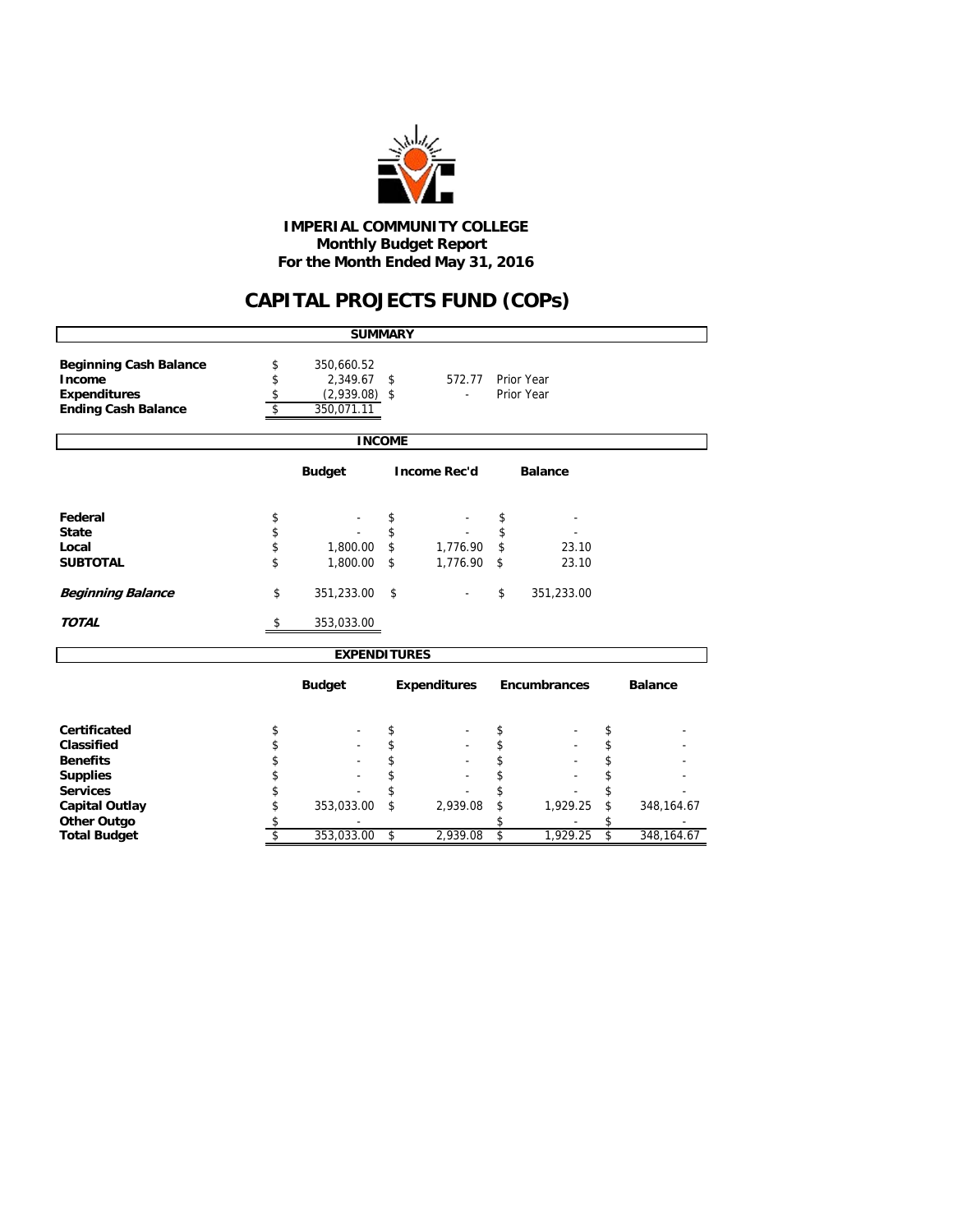**IMPERIAL COMMUNITY COLLEGE**
**Monthly Budget Report**
**For the Month Ended May 31, 2016**

# CAPITAL PROJECTS FUND (COPs)

## SUMMARY

| | | | |
|---|---|---|---|
| **Beginning Cash Balance** | $ 350,660.52 | | |
| **Income** | $ 2,349.67 | $ 572.77 | Prior Year |
| **Expenditures** | $ (2,939.08) | $ - | Prior Year |
| **Ending Cash Balance** | $ 350,071.11 | | |

## INCOME

| | Budget | Income Rec'd | Balance |
|---|---|---|---|
| **Federal** | $ - | $ - | $ - |
| **State** | $ - | $ - | $ - |
| **Local** | $ 1,800.00 | $ 1,776.90 | $ 23.10 |
| **SUBTOTAL** | $ 1,800.00 | $ 1,776.90 | $ 23.10 |
| ***Beginning Balance*** | $ 351,233.00 | $ - | $ 351,233.00 |
| ***TOTAL*** | $ 353,033.00 | | |

## EXPENDITURES

| | Budget | Expenditures | Encumbrances | Balance |
|---|---|---|---|---|
| **Certificated** | $ - | $ - | $ - | $ - |
| **Classified** | $ - | $ - | $ - | $ - |
| **Benefits** | $ - | $ - | $ - | $ - |
| **Supplies** | $ - | $ - | $ - | $ - |
| **Services** | $ - | $ - | $ - | $ - |
| **Capital Outlay** | $ 353,033.00 | $ 2,939.08 | $ 1,929.25 | $ 348,164.67 |
| **Other Outgo** | $ - | | $ - | $ - |
| **Total Budget** | $ 353,033.00 | $ 2,939.08 | $ 1,929.25 | $ 348,164.67 |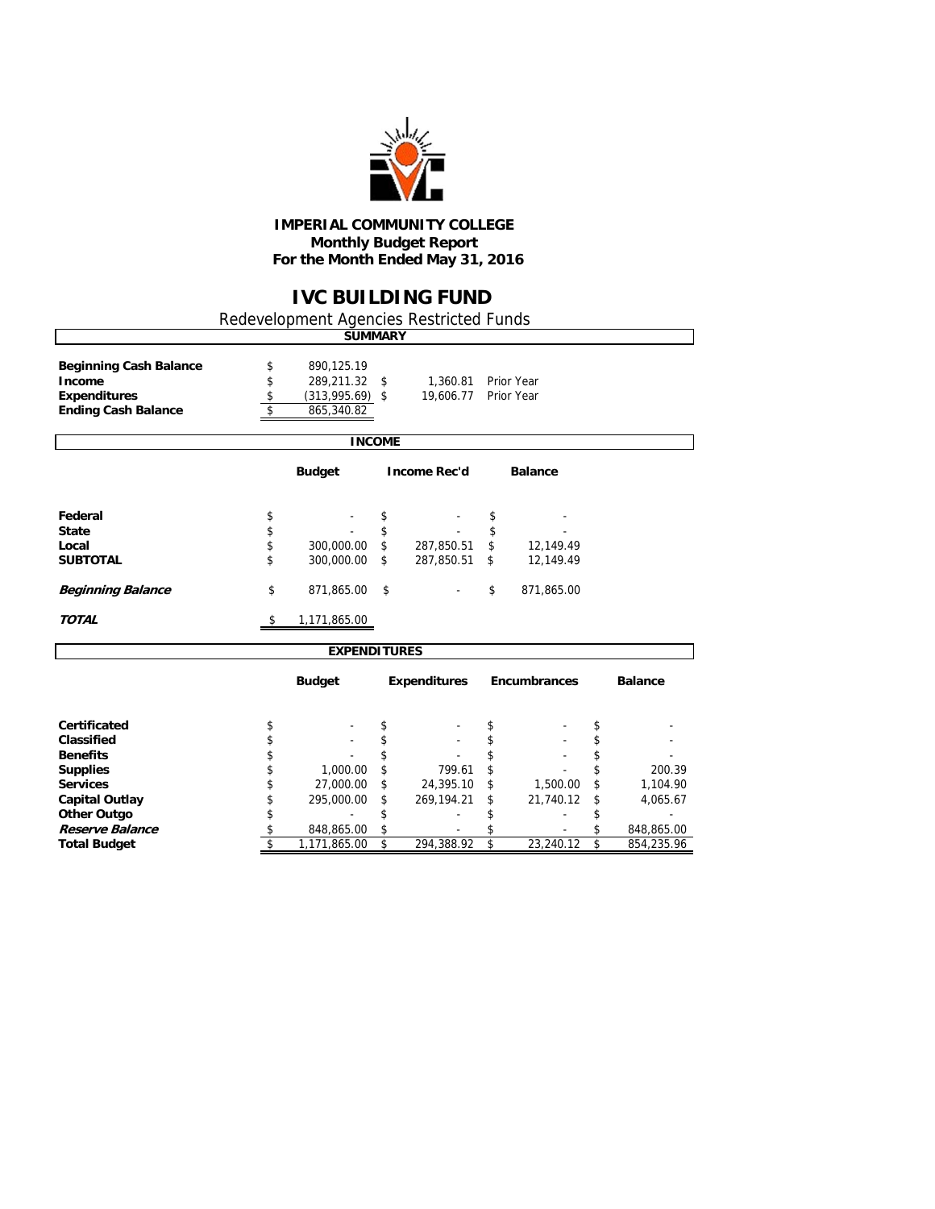# IMPERIAL COMMUNITY COLLEGE
**Monthly Budget Report**
**For the Month Ended May 31, 2016**

## IVC BUILDING FUND

Redevelopment Agencies Restricted Funds

### SUMMARY

| | | | |
|---|---|---|---|
| **Beginning Cash Balance** | $ 890,125.19 | | |
| **Income** | $ 289,211.32 | $ 1,360.81 | Prior Year |
| **Expenditures** | $ (313,995.69) | $ 19,606.77 | Prior Year |
| **Ending Cash Balance** | $ 865,340.82 | | |

### INCOME

| | Budget | Income Rec'd | Balance |
|---|---|---|---|
| **Federal** | $ - | $ - | $ - |
| **State** | $ - | $ - | $ - |
| **Local** | $ 300,000.00 | $ 287,850.51 | $ 12,149.49 |
| **SUBTOTAL** | $ 300,000.00 | $ 287,850.51 | $ 12,149.49 |
| ***Beginning Balance*** | $ 871,865.00 | $ - | $ 871,865.00 |
| ***TOTAL*** | $ 1,171,865.00 | | |

### EXPENDITURES

| | Budget | Expenditures | Encumbrances | Balance |
|---|---|---|---|---|
| **Certificated** | $ - | $ - | $ - | $ - |
| **Classified** | $ - | $ - | $ - | $ - |
| **Benefits** | $ - | $ - | $ - | $ - |
| **Supplies** | $ 1,000.00 | $ 799.61 | $ - | $ 200.39 |
| **Services** | $ 27,000.00 | $ 24,395.10 | $ 1,500.00 | $ 1,104.90 |
| **Capital Outlay** | $ 295,000.00 | $ 269,194.21 | $ 21,740.12 | $ 4,065.67 |
| **Other Outgo** | $ - | $ - | $ - | $ - |
| ***Reserve Balance*** | $ 848,865.00 | $ - | $ - | $ 848,865.00 |
| **Total Budget** | $ 1,171,865.00 | $ 294,388.92 | $ 23,240.12 | $ 854,235.96 |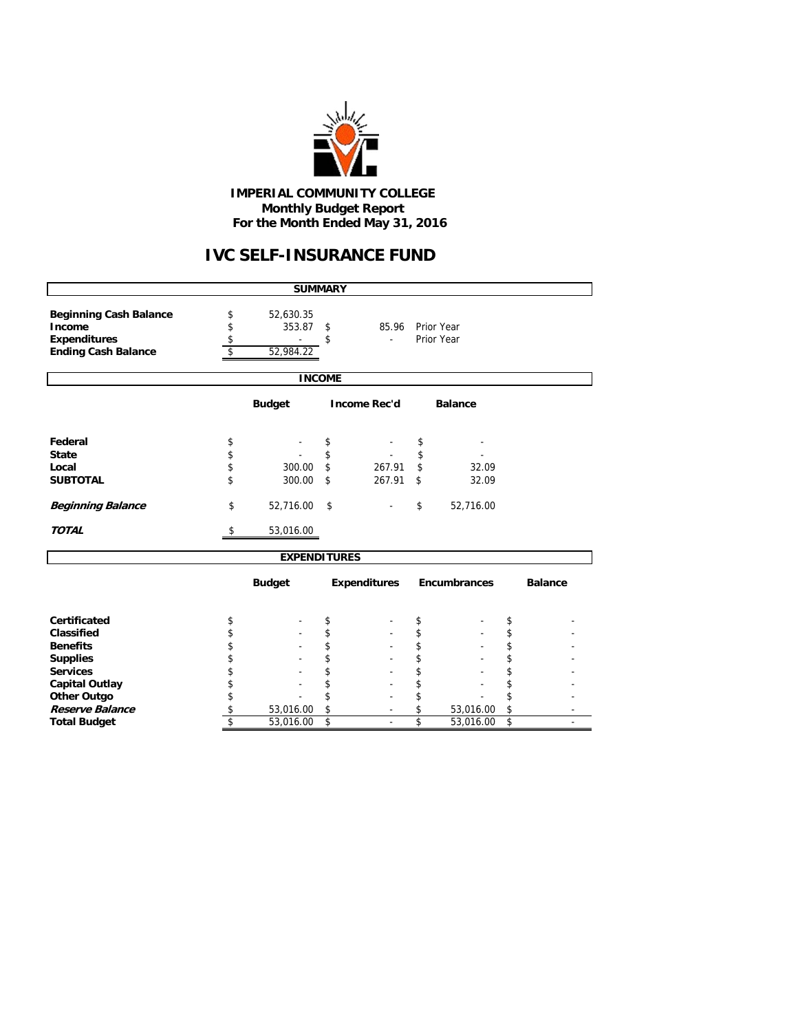**IMPERIAL COMMUNITY COLLEGE**
**Monthly Budget Report**
**For the Month Ended May 31, 2016**

# IVC SELF-INSURANCE FUND

## SUMMARY

| | | | |
|---|---|---|---|
| **Beginning Cash Balance** | $ 52,630.35 | | |
| **Income** | $ 353.87 | $ 85.96 | Prior Year |
| **Expenditures** | $ - | $ - | Prior Year |
| **Ending Cash Balance** | $ 52,984.22 | | |

## INCOME

| | Budget | Income Rec'd | Balance |
|---|---|---|---|
| **Federal** | $ - | $ - | $ - |
| **State** | $ - | $ - | $ - |
| **Local** | $ 300.00 | $ 267.91 | $ 32.09 |
| **SUBTOTAL** | $ 300.00 | $ 267.91 | $ 32.09 |
| ***Beginning Balance*** | $ 52,716.00 | $ - | $ 52,716.00 |
| ***TOTAL*** | $ 53,016.00 | | |

## EXPENDITURES

| | Budget | Expenditures | Encumbrances | Balance |
|---|---|---|---|---|
| **Certificated** | $ - | $ - | $ - | $ - |
| **Classified** | $ - | $ - | $ - | $ - |
| **Benefits** | $ - | $ - | $ - | $ - |
| **Supplies** | $ - | $ - | $ - | $ - |
| **Services** | $ - | $ - | $ - | $ - |
| **Capital Outlay** | $ - | $ - | $ - | $ - |
| **Other Outgo** | $ - | $ - | $ - | $ - |
| ***Reserve Balance*** | $ 53,016.00 | $ - | $ 53,016.00 | $ - |
| **Total Budget** | $ 53,016.00 | $ - | $ 53,016.00 | $ - |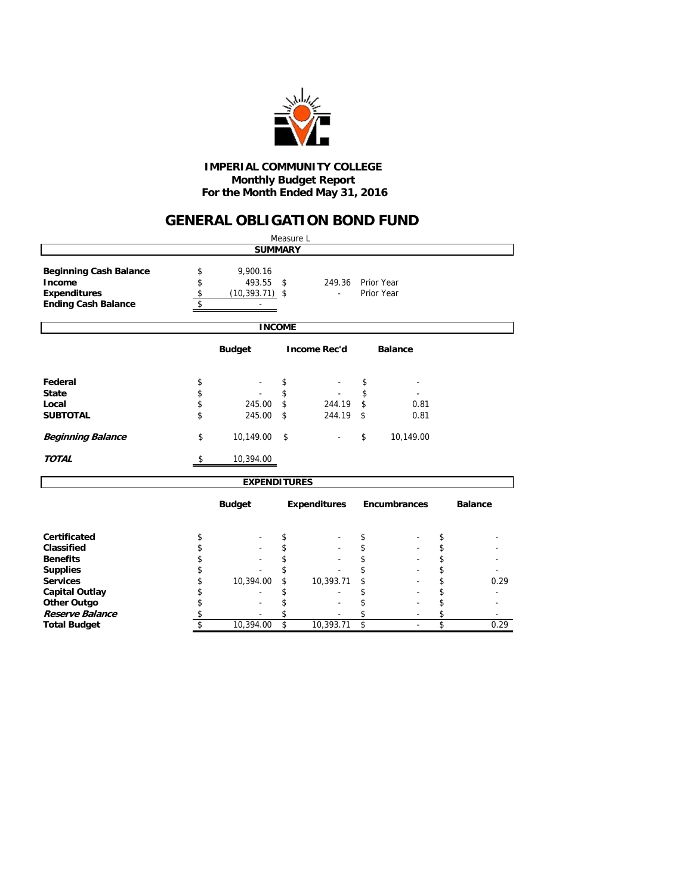# IMPERIAL COMMUNITY COLLEGE
## Monthly Budget Report
## For the Month Ended May 31, 2016

# GENERAL OBLIGATION BOND FUND

Measure L

### SUMMARY

| | | | |
|---|---|---|---|
| **Beginning Cash Balance** | $ 9,900.16 | | |
| **Income** | $ 493.55 | $ 249.36 | Prior Year |
| **Expenditures** | $ (10,393.71) | $ - | Prior Year |
| **Ending Cash Balance** | $ - | | |

### INCOME

| | Budget | Income Rec'd | Balance |
|---|---|---|---|
| **Federal** | $ - | $ - | $ - |
| **State** | $ - | $ - | $ - |
| **Local** | $ 245.00 | $ 244.19 | $ 0.81 |
| **SUBTOTAL** | $ 245.00 | $ 244.19 | $ 0.81 |
| ***Beginning Balance*** | $ 10,149.00 | $ - | $ 10,149.00 |
| ***TOTAL*** | $ 10,394.00 | | |

### EXPENDITURES

| | Budget | Expenditures | Encumbrances | Balance |
|---|---|---|---|---|
| **Certificated** | $ - | $ - | $ - | $ - |
| **Classified** | $ - | $ - | $ - | $ - |
| **Benefits** | $ - | $ - | $ - | $ - |
| **Supplies** | $ - | $ - | $ - | $ - |
| **Services** | $ 10,394.00 | $ 10,393.71 | $ - | $ 0.29 |
| **Capital Outlay** | $ - | $ - | $ - | $ - |
| **Other Outgo** | $ - | $ - | $ - | $ - |
| ***Reserve Balance*** | $ - | $ - | $ - | $ - |
| **Total Budget** | $ 10,394.00 | $ 10,393.71 | $ - | $ 0.29 |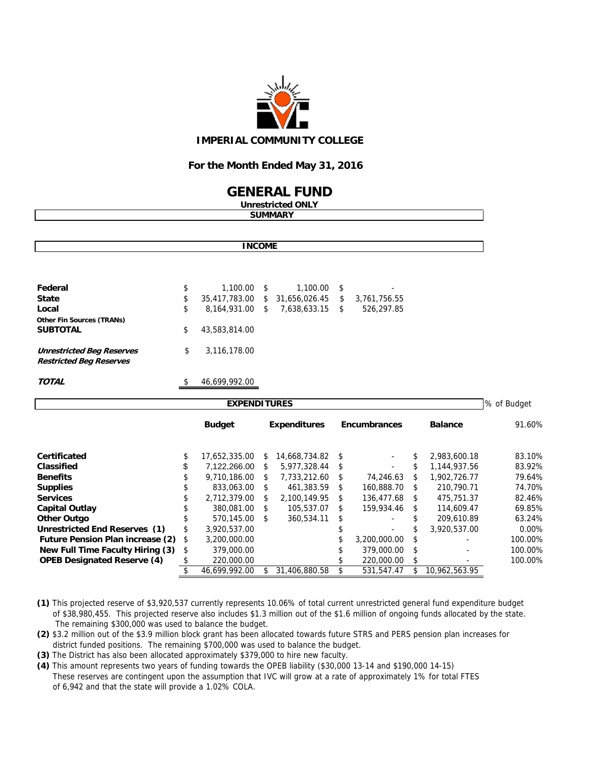# IMPERIAL COMMUNITY COLLEGE

## For the Month Ended May 31, 2016

# GENERAL FUND

**Unrestricted ONLY**

**SUMMARY**

### INCOME

| | | | |
|---|---|---|---|
| **Federal** | $ 1,100.00 | $ 1,100.00 | $ - |
| **State** | $ 35,417,783.00 | $ 31,656,026.45 | $ 3,761,756.55 |
| **Local** | $ 8,164,931.00 | $ 7,638,633.15 | $ 526,297.85 |
| **Other Fin Sources (TRANs)** | | | |
| **SUBTOTAL** | $ 43,583,814.00 | | |
| ***Unrestricted Beg Reserves*** | $ 3,116,178.00 | | |
| ***Restricted Beg Reserves*** | | | |
| ***TOTAL*** | $ 46,699,992.00 | | |

### EXPENDITURES

| | Budget | Expenditures | Encumbrances | Balance | % of Budget 91.60% |
|---|---|---|---|---|---|
| **Certificated** | $ 17,652,335.00 | $ 14,668,734.82 | $ - | $ 2,983,600.18 | 83.10% |
| **Classified** | $ 7,122,266.00 | $ 5,977,328.44 | $ - | $ 1,144,937.56 | 83.92% |
| **Benefits** | $ 9,710,186.00 | $ 7,733,212.60 | $ 74,246.63 | $ 1,902,726.77 | 79.64% |
| **Supplies** | $ 833,063.00 | $ 461,383.59 | $ 160,888.70 | $ 210,790.71 | 74.70% |
| **Services** | $ 2,712,379.00 | $ 2,100,149.95 | $ 136,477.68 | $ 475,751.37 | 82.46% |
| **Capital Outlay** | $ 380,081.00 | $ 105,537.07 | $ 159,934.46 | $ 114,609.47 | 69.85% |
| **Other Outgo** | $ 570,145.00 | $ 360,534.11 | $ - | $ 209,610.89 | 63.24% |
| **Unrestricted End Reserves (1)** | $ 3,920,537.00 | | $ - | $ 3,920,537.00 | 0.00% |
| **Future Pension Plan increase (2)** | $ 3,200,000.00 | | $ 3,200,000.00 | $ - | 100.00% |
| **New Full Time Faculty Hiring (3)** | $ 379,000.00 | | $ 379,000.00 | $ - | 100.00% |
| **OPEB Designated Reserve (4)** | $ 220,000.00 | | $ 220,000.00 | $ - | 100.00% |
| | $ 46,699,992.00 | $ 31,406,880.58 | $ 531,547.47 | $ 10,962,563.95 | |

**(1)** This projected reserve of $3,920,537 currently represents 10.06% of total current unrestricted general fund expenditure budget of $38,980,455. This projected reserve also includes $1.3 million out of the $1.6 million of ongoing funds allocated by the state. The remaining $300,000 was used to balance the budget.

**(2)** $3.2 million out of the $3.9 million block grant has been allocated towards future STRS and PERS pension plan increases for district funded positions. The remaining $700,000 was used to balance the budget.

**(3)** The District has also been allocated approximately $379,000 to hire new faculty.

**(4)** This amount represents two years of funding towards the OPEB liability ($30,000 13-14 and $190,000 14-15) These reserves are contingent upon the assumption that IVC will grow at a rate of approximately 1% for total FTES of 6,942 and that the state will provide a 1.02% COLA.